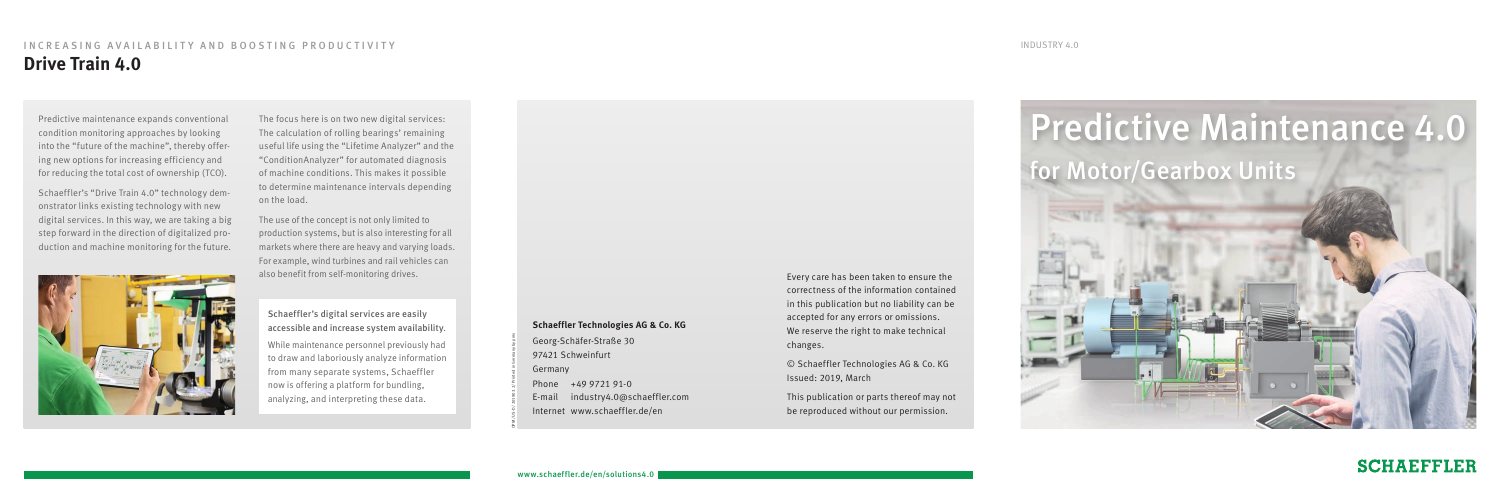INCREASING AVAILABILITY AND BOOSTING PRODUCTIVITY

## Drive Train 4.0

Predictive maintenance expands conventional condition monitoring approaches by looking into the "future of the machine", thereby offering new options for increasing efficiency and for reducing the total cost of ownership (TCO).

Schaeffler's "Drive Train 4.0" technology demonstrator links existing technology with new digital services. In this way, we are taking a big step forward in the direction of digitalized production and machine monitoring for the future.

The focus here is on two new digital services: The calculation of rolling bearings' remaining useful life using the "Lifetime Analyzer" and the "ConditionAnalyzer" for automated diagnosis of machine conditions. This makes it possible to determine maintenance intervals depending on the load.

The use of the concept is not only limited to production systems, but is also interesting for all markets where there are heavy and varying loads. For example, wind turbines and rail vehicles can also benefit from self-monitoring drives.

**Schaeffler's digital services are easily accessible and increase system availability.**

While maintenance personnel previously had to draw and laboriously analyze information from many separate systems, Schaeffler now is offering a platform for bundling, analyzing, and interpreting these data.

**Schaeffler Technologies AG & Co. KG**
Georg-Schäfer-Straße 30
97421 Schweinfurt
Germany
Phone +49 9721 91-0
E-mail industry4.0@schaeffler.com
Internet www.schaeffler.de/en

Every care has been taken to ensure the correctness of the information contained in this publication but no liability can be accepted for any errors or omissions. We reserve the right to make technical changes.

© Schaeffler Technologies AG & Co. KG
Issued: 2019, March

This publication or parts thereof may not be reproduced without our permission.

www.schaeffler.de/en/solutions4.0

INDUSTRY 4.0

# Predictive Maintenance 4.0

## for Motor/Gearbox Units

SCHAEFFLER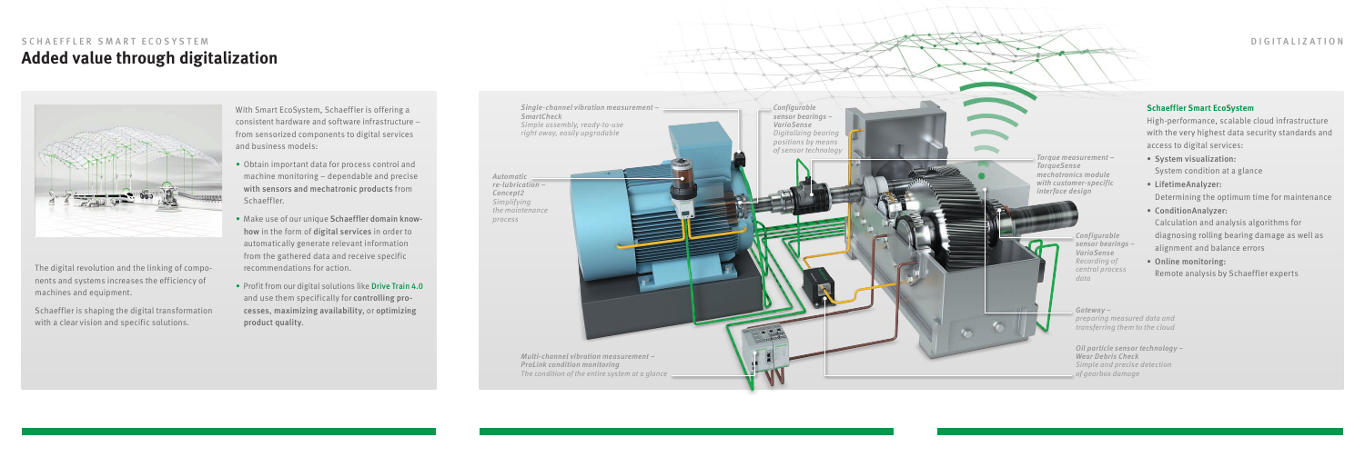SCHAEFFLER SMART ECOSYSTEM

# Added value through digitalization

The digital revolution and the linking of components and systems increases the efficiency of machines and equipment.

Schaeffler is shaping the digital transformation with a clear vision and specific solutions.

With Smart EcoSystem, Schaeffler is offering a consistent hardware and software infrastructure – from sensorized components to digital services and business models:

- Obtain important data for process control and machine monitoring – dependable and precise **with sensors and mechatronic products** from Schaeffler.
- Make use of our unique **Schaeffler domain know-how** in the form of **digital services** in order to automatically generate relevant information from the gathered data and receive specific recommendations for action.
- Profit from our digital solutions like **Drive Train 4.0** and use them specifically for **controlling processes, maximizing availability,** or **optimizing product quality.**

***Single-channel vibration measurement – SmartCheck***
*Simple assembly, ready-to-use right away, easily upgradable*

***Configurable sensor bearings – VarioSense***
*Digitalizing bearing positions by means of sensor technology*

***Automatic re-lubrication – Concept2***
*Simplifying the maintenance process*

***Torque measurement – TorqueSense***
*mechatronics module with customer-specific interface design*

***Configurable sensor bearings – VarioSense***
*Recording of central process data*

***Gateway –***
*preparing measured data and transferring them to the cloud*

***Oil particle sensor technology – Wear Debris Check***
*Simple and precise detection of gearbox damage*

***Multi-channel vibration measurement – ProLink condition monitoring***
*The condition of the entire system at a glance*

**Schaeffler Smart EcoSystem**

High-performance, scalable cloud infrastructure with the very highest data security standards and access to digital services:

- **System visualization:** System condition at a glance
- **LifetimeAnalyzer:** Determining the optimum time for maintenance
- **ConditionAnalyzer:** Calculation and analysis algorithms for diagnosing rolling bearing damage as well as alignment and balance errors
- **Online monitoring:** Remote analysis by Schaeffler experts